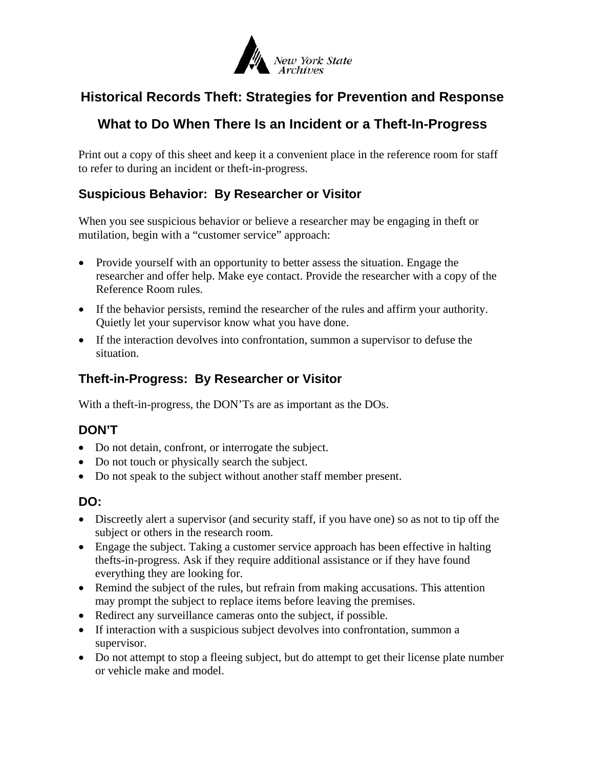New York State Archives

# Historical Records Theft: Strategies for Prevention and Response

## What to Do When There Is an Incident or a Theft-In-Progress

Print out a copy of this sheet and keep it a convenient place in the reference room for staff to refer to during an incident or theft-in-progress.

### Suspicious Behavior: By Researcher or Visitor

When you see suspicious behavior or believe a researcher may be engaging in theft or mutilation, begin with a "customer service" approach:

- Provide yourself with an opportunity to better assess the situation. Engage the researcher and offer help. Make eye contact. Provide the researcher with a copy of the Reference Room rules.
- If the behavior persists, remind the researcher of the rules and affirm your authority. Quietly let your supervisor know what you have done.
- If the interaction devolves into confrontation, summon a supervisor to defuse the situation.

### Theft-in-Progress: By Researcher or Visitor

With a theft-in-progress, the DON'Ts are as important as the DOs.

### DON'T

- Do not detain, confront, or interrogate the subject.
- Do not touch or physically search the subject.
- Do not speak to the subject without another staff member present.

### DO:

- Discreetly alert a supervisor (and security staff, if you have one) so as not to tip off the subject or others in the research room.
- Engage the subject. Taking a customer service approach has been effective in halting thefts-in-progress. Ask if they require additional assistance or if they have found everything they are looking for.
- Remind the subject of the rules, but refrain from making accusations. This attention may prompt the subject to replace items before leaving the premises.
- Redirect any surveillance cameras onto the subject, if possible.
- If interaction with a suspicious subject devolves into confrontation, summon a supervisor.
- Do not attempt to stop a fleeing subject, but do attempt to get their license plate number or vehicle make and model.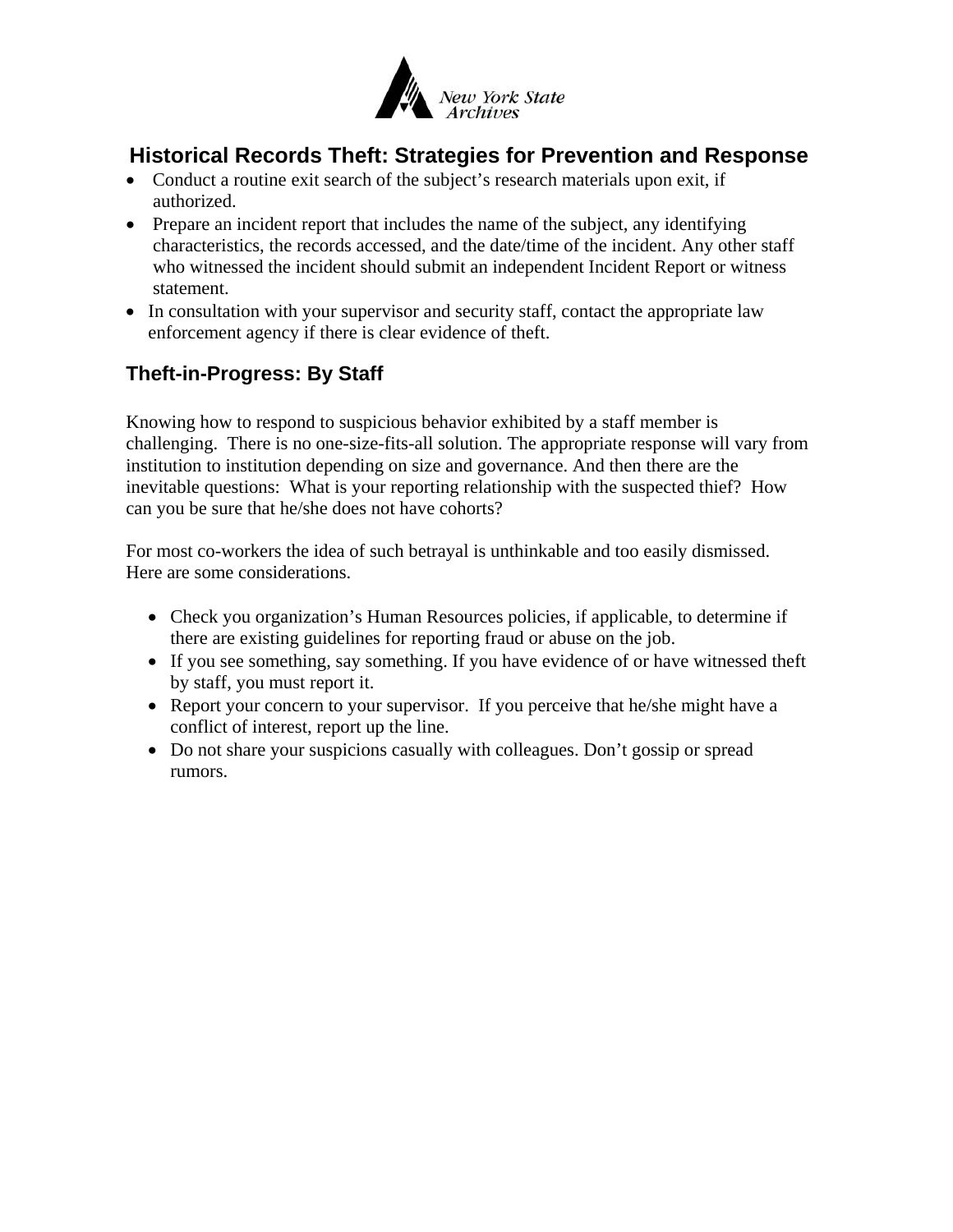# Historical Records Theft: Strategies for Prevention and Response

- Conduct a routine exit search of the subject's research materials upon exit, if authorized.
- Prepare an incident report that includes the name of the subject, any identifying characteristics, the records accessed, and the date/time of the incident. Any other staff who witnessed the incident should submit an independent Incident Report or witness statement.
- In consultation with your supervisor and security staff, contact the appropriate law enforcement agency if there is clear evidence of theft.

## Theft-in-Progress: By Staff

Knowing how to respond to suspicious behavior exhibited by a staff member is challenging. There is no one-size-fits-all solution. The appropriate response will vary from institution to institution depending on size and governance. And then there are the inevitable questions: What is your reporting relationship with the suspected thief? How can you be sure that he/she does not have cohorts?

For most co-workers the idea of such betrayal is unthinkable and too easily dismissed. Here are some considerations.

- Check you organization's Human Resources policies, if applicable, to determine if there are existing guidelines for reporting fraud or abuse on the job.
- If you see something, say something. If you have evidence of or have witnessed theft by staff, you must report it.
- Report your concern to your supervisor. If you perceive that he/she might have a conflict of interest, report up the line.
- Do not share your suspicions casually with colleagues. Don't gossip or spread rumors.